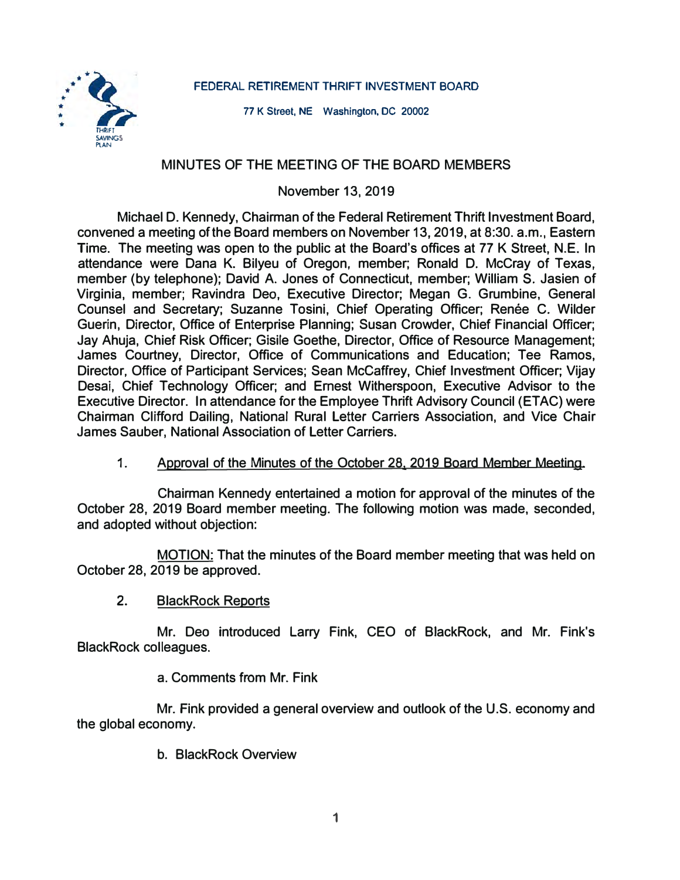FEDERAL RETIREMENT THRIFT INVESTMENT BOARD

77 K Street, NE Washington, DC 20002

# MINUTES OF THE MEETING OF THE BOARD MEMBERS

November 13, 2019

Michael D. Kennedy, Chairman of the Federal Retirement Thrift Investment Board, convened a meeting of the Board members on November 13, 2019, at 8:30. a.m., Eastern Time. The meeting was open to the public at the Board's offices at 77 K Street, N.E. In attendance were Dana K. Bilyeu of Oregon, member; Ronald D. McCray of Texas, member (by telephone); David A. Jones of Connecticut, member; William S. Jasien of Virginia, member; Ravindra Deo, Executive Director; Megan G. Grumbine, General Counsel and Secretary; Suzanne Tosini, Chief Operating Officer; Renée C. Wilder Guerin, Director, Office of Enterprise Planning; Susan Crowder, Chief Financial Officer; Jay Ahuja, Chief Risk Officer; Gisile Goethe, Director, Office of Resource Management; James Courtney, Director, Office of Communications and Education; Tee Ramos, Director, Office of Participant Services; Sean McCaffrey, Chief Investment Officer; Vijay Desai, Chief Technology Officer; and Ernest Witherspoon, Executive Advisor to the Executive Director. In attendance for the Employee Thrift Advisory Council (ETAC) were Chairman Clifford Dailing, National Rural Letter Carriers Association, and Vice Chair James Sauber, National Association of Letter Carriers.

1. Approval of the Minutes of the October 28, 2019 Board Member Meeting.

Chairman Kennedy entertained a motion for approval of the minutes of the October 28, 2019 Board member meeting. The following motion was made, seconded, and adopted without objection:

MOTION: That the minutes of the Board member meeting that was held on October 28, 2019 be approved.

2. BlackRock Reports

Mr. Deo introduced Larry Fink, CEO of BlackRock, and Mr. Fink's BlackRock colleagues.

a. Comments from Mr. Fink

Mr. Fink provided a general overview and outlook of the U.S. economy and the global economy.

b. BlackRock Overview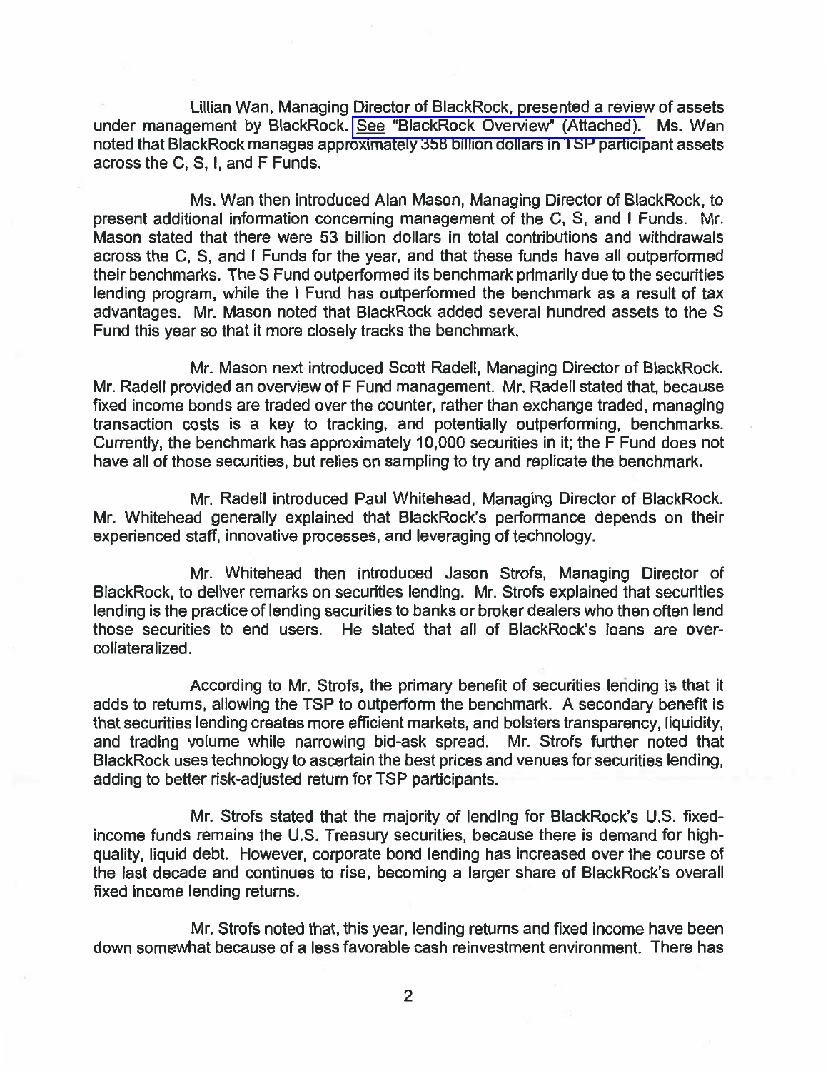Lillian Wan, Managing Director of BlackRock, presented a review of assets under management by BlackRock. See "BlackRock Overview" (Attached). Ms. Wan noted that BlackRock manages approximately 358 billion dollars in TSP participant assets across the C, S, I, and F Funds.

Ms. Wan then introduced Alan Mason, Managing Director of BlackRock, to present additional information concerning management of the C, S, and I Funds. Mr. Mason stated that there were 53 billion dollars in total contributions and withdrawals across the C, S, and I Funds for the year, and that these funds have all outperformed their benchmarks. The S Fund outperformed its benchmark primarily due to the securities lending program, while the I Fund has outperformed the benchmark as a result of tax advantages. Mr. Mason noted that BlackRock added several hundred assets to the S Fund this year so that it more closely tracks the benchmark.

Mr. Mason next introduced Scott Radell, Managing Director of BlackRock. Mr. Radell provided an overview of F Fund management. Mr. Radell stated that, because fixed income bonds are traded over the counter, rather than exchange traded, managing transaction costs is a key to tracking, and potentially outperforming, benchmarks. Currently, the benchmark has approximately 10,000 securities in it; the F Fund does not have all of those securities, but relies on sampling to try and replicate the benchmark.

Mr. Radell introduced Paul Whitehead, Managing Director of BlackRock. Mr. Whitehead generally explained that BlackRock's performance depends on their experienced staff, innovative processes, and leveraging of technology.

Mr. Whitehead then introduced Jason Strofs, Managing Director of BlackRock, to deliver remarks on securities lending. Mr. Strofs explained that securities lending is the practice of lending securities to banks or broker dealers who then often lend those securities to end users. He stated that all of BlackRock's loans are over-collateralized.

According to Mr. Strofs, the primary benefit of securities lending is that it adds to returns, allowing the TSP to outperform the benchmark. A secondary benefit is that securities lending creates more efficient markets, and bolsters transparency, liquidity, and trading volume while narrowing bid-ask spread. Mr. Strofs further noted that BlackRock uses technology to ascertain the best prices and venues for securities lending, adding to better risk-adjusted return for TSP participants.

Mr. Strofs stated that the majority of lending for BlackRock's U.S. fixed-income funds remains the U.S. Treasury securities, because there is demand for high-quality, liquid debt. However, corporate bond lending has increased over the course of the last decade and continues to rise, becoming a larger share of BlackRock's overall fixed income lending returns.

Mr. Strofs noted that, this year, lending returns and fixed income have been down somewhat because of a less favorable cash reinvestment environment. There has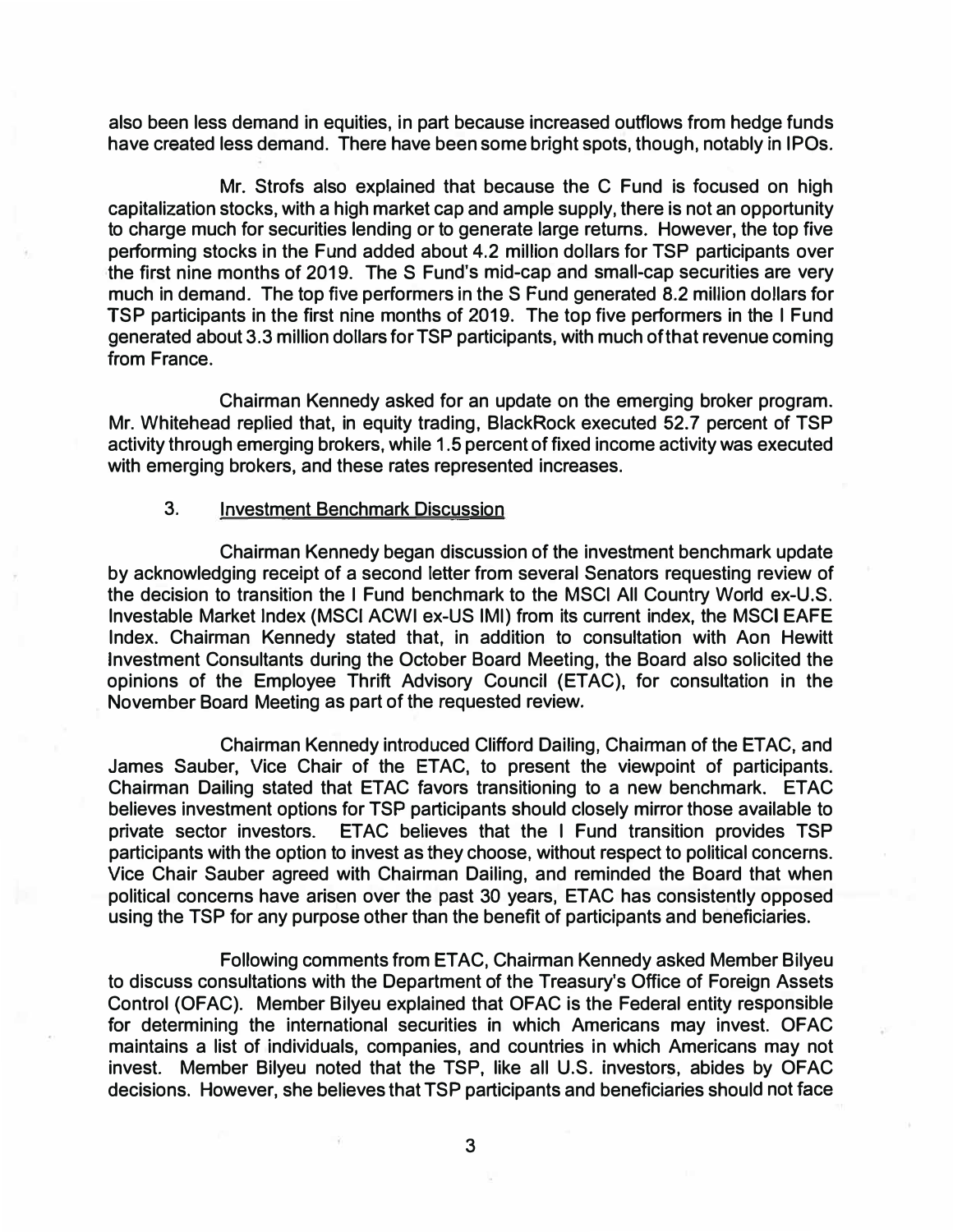also been less demand in equities, in part because increased outflows from hedge funds have created less demand. There have been some bright spots, though, notably in IPOs.

Mr. Strofs also explained that because the C Fund is focused on high capitalization stocks, with a high market cap and ample supply, there is not an opportunity to charge much for securities lending or to generate large returns. However, the top five performing stocks in the Fund added about 4.2 million dollars for TSP participants over the first nine months of 2019. The S Fund's mid-cap and small-cap securities are very much in demand. The top five performers in the S Fund generated 8.2 million dollars for TSP participants in the first nine months of 2019. The top five performers in the I Fund generated about 3.3 million dollars for TSP participants, with much of that revenue coming from France.

Chairman Kennedy asked for an update on the emerging broker program. Mr. Whitehead replied that, in equity trading, BlackRock executed 52.7 percent of TSP activity through emerging brokers, while 1.5 percent of fixed income activity was executed with emerging brokers, and these rates represented increases.

## 3. Investment Benchmark Discussion

Chairman Kennedy began discussion of the investment benchmark update by acknowledging receipt of a second letter from several Senators requesting review of the decision to transition the I Fund benchmark to the MSCI All Country World ex-U.S. Investable Market Index (MSCI ACWI ex-US IMI) from its current index, the MSCI EAFE Index. Chairman Kennedy stated that, in addition to consultation with Aon Hewitt Investment Consultants during the October Board Meeting, the Board also solicited the opinions of the Employee Thrift Advisory Council (ETAC), for consultation in the November Board Meeting as part of the requested review.

Chairman Kennedy introduced Clifford Dailing, Chairman of the ETAC, and James Sauber, Vice Chair of the ETAC, to present the viewpoint of participants. Chairman Dailing stated that ETAC favors transitioning to a new benchmark. ETAC believes investment options for TSP participants should closely mirror those available to private sector investors. ETAC believes that the I Fund transition provides TSP participants with the option to invest as they choose, without respect to political concerns. Vice Chair Sauber agreed with Chairman Dailing, and reminded the Board that when political concerns have arisen over the past 30 years, ETAC has consistently opposed using the TSP for any purpose other than the benefit of participants and beneficiaries.

Following comments from ETAC, Chairman Kennedy asked Member Bilyeu to discuss consultations with the Department of the Treasury's Office of Foreign Assets Control (OFAC). Member Bilyeu explained that OFAC is the Federal entity responsible for determining the international securities in which Americans may invest. OFAC maintains a list of individuals, companies, and countries in which Americans may not invest. Member Bilyeu noted that the TSP, like all U.S. investors, abides by OFAC decisions. However, she believes that TSP participants and beneficiaries should not face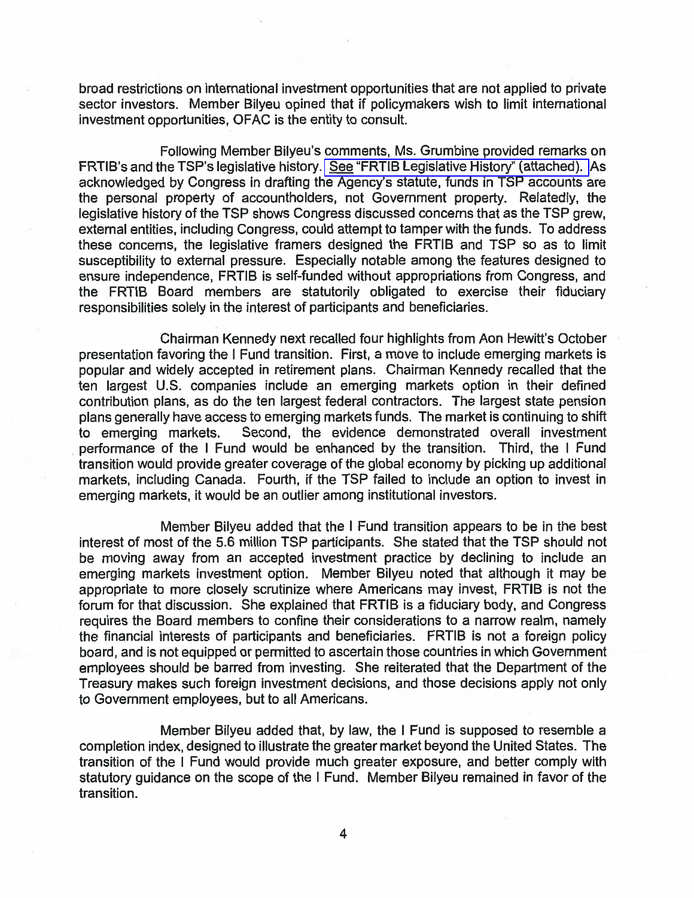broad restrictions on international investment opportunities that are not applied to private sector investors. Member Bilyeu opined that if policymakers wish to limit international investment opportunities, OFAC is the entity to consult.

Following Member Bilyeu's comments, Ms. Grumbine provided remarks on FRTIB's and the TSP's legislative history. *See* "FRTIB Legislative History" (attached). As acknowledged by Congress in drafting the Agency's statute, funds in TSP accounts are the personal property of accountholders, not Government property. Relatedly, the legislative history of the TSP shows Congress discussed concerns that as the TSP grew, external entities, including Congress, could attempt to tamper with the funds. To address these concerns, the legislative framers designed the FRTIB and TSP so as to limit susceptibility to external pressure. Especially notable among the features designed to ensure independence, FRTIB is self-funded without appropriations from Congress, and the FRTIB Board members are statutorily obligated to exercise their fiduciary responsibilities solely in the interest of participants and beneficiaries.

Chairman Kennedy next recalled four highlights from Aon Hewitt's October presentation favoring the I Fund transition. First, a move to include emerging markets is popular and widely accepted in retirement plans. Chairman Kennedy recalled that the ten largest U.S. companies include an emerging markets option in their defined contribution plans, as do the ten largest federal contractors. The largest state pension plans generally have access to emerging markets funds. The market is continuing to shift to emerging markets. Second, the evidence demonstrated overall investment performance of the I Fund would be enhanced by the transition. Third, the I Fund transition would provide greater coverage of the global economy by picking up additional markets, including Canada. Fourth, if the TSP failed to include an option to invest in emerging markets, it would be an outlier among institutional investors.

Member Bilyeu added that the I Fund transition appears to be in the best interest of most of the 5.6 million TSP participants. She stated that the TSP should not be moving away from an accepted investment practice by declining to include an emerging markets investment option. Member Bilyeu noted that although it may be appropriate to more closely scrutinize where Americans may invest, FRTIB is not the forum for that discussion. She explained that FRTIB is a fiduciary body, and Congress requires the Board members to confine their considerations to a narrow realm, namely the financial interests of participants and beneficiaries. FRTIB is not a foreign policy board, and is not equipped or permitted to ascertain those countries in which Government employees should be barred from investing. She reiterated that the Department of the Treasury makes such foreign investment decisions, and those decisions apply not only to Government employees, but to all Americans.

Member Bilyeu added that, by law, the I Fund is supposed to resemble a completion index, designed to illustrate the greater market beyond the United States. The transition of the I Fund would provide much greater exposure, and better comply with statutory guidance on the scope of the I Fund. Member Bilyeu remained in favor of the transition.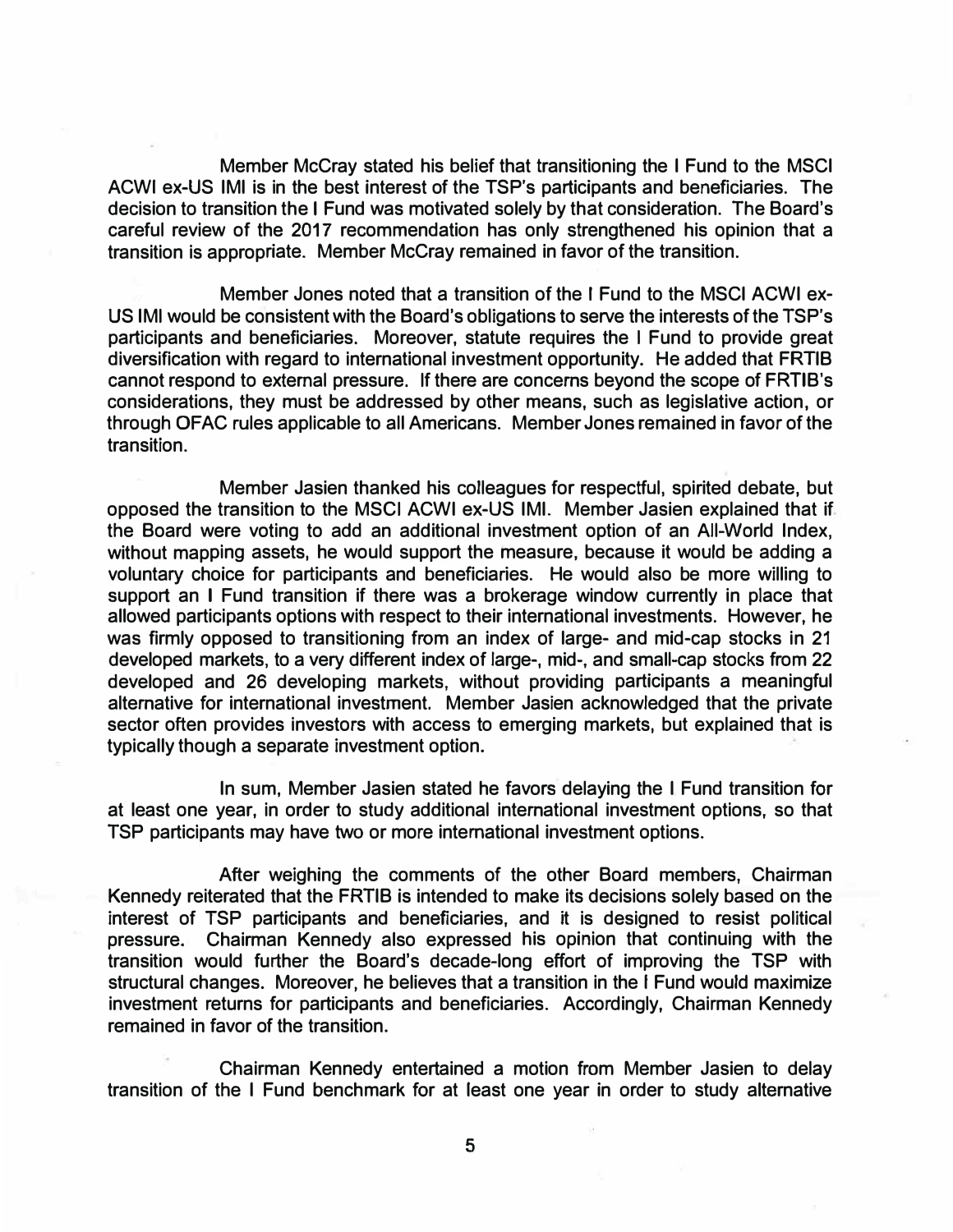Member McCray stated his belief that transitioning the I Fund to the MSCI ACWI ex-US IMI is in the best interest of the TSP's participants and beneficiaries. The decision to transition the I Fund was motivated solely by that consideration. The Board's careful review of the 2017 recommendation has only strengthened his opinion that a transition is appropriate. Member McCray remained in favor of the transition.

Member Jones noted that a transition of the I Fund to the MSCI ACWI ex-US IMI would be consistent with the Board's obligations to serve the interests of the TSP's participants and beneficiaries. Moreover, statute requires the I Fund to provide great diversification with regard to international investment opportunity. He added that FRTIB cannot respond to external pressure. If there are concerns beyond the scope of FRTIB's considerations, they must be addressed by other means, such as legislative action, or through OFAC rules applicable to all Americans. Member Jones remained in favor of the transition.

Member Jasien thanked his colleagues for respectful, spirited debate, but opposed the transition to the MSCI ACWI ex-US IMI. Member Jasien explained that if the Board were voting to add an additional investment option of an All-World Index, without mapping assets, he would support the measure, because it would be adding a voluntary choice for participants and beneficiaries. He would also be more willing to support an I Fund transition if there was a brokerage window currently in place that allowed participants options with respect to their international investments. However, he was firmly opposed to transitioning from an index of large- and mid-cap stocks in 21 developed markets, to a very different index of large-, mid-, and small-cap stocks from 22 developed and 26 developing markets, without providing participants a meaningful alternative for international investment. Member Jasien acknowledged that the private sector often provides investors with access to emerging markets, but explained that is typically though a separate investment option.

In sum, Member Jasien stated he favors delaying the I Fund transition for at least one year, in order to study additional international investment options, so that TSP participants may have two or more international investment options.

After weighing the comments of the other Board members, Chairman Kennedy reiterated that the FRTIB is intended to make its decisions solely based on the interest of TSP participants and beneficiaries, and it is designed to resist political pressure. Chairman Kennedy also expressed his opinion that continuing with the transition would further the Board's decade-long effort of improving the TSP with structural changes. Moreover, he believes that a transition in the I Fund would maximize investment returns for participants and beneficiaries. Accordingly, Chairman Kennedy remained in favor of the transition.

Chairman Kennedy entertained a motion from Member Jasien to delay transition of the I Fund benchmark for at least one year in order to study alternative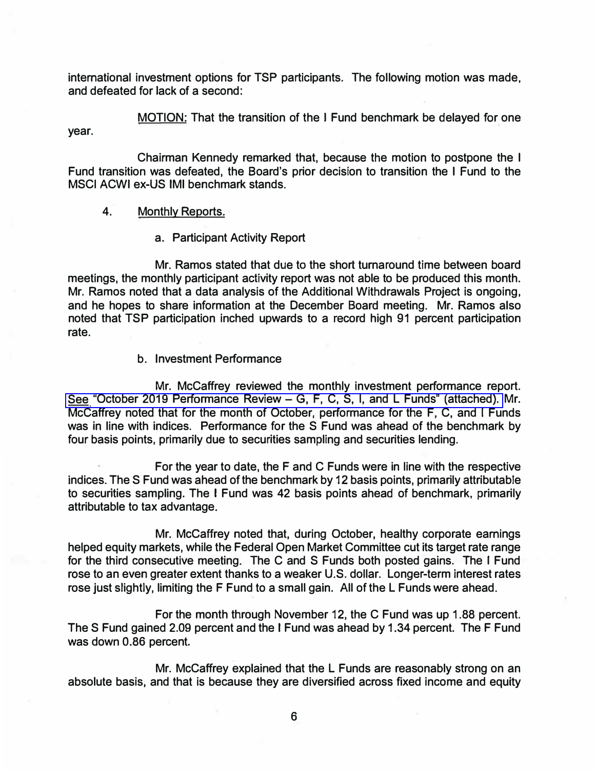international investment options for TSP participants. The following motion was made, and defeated for lack of a second:

<u>MOTION:</u> That the transition of the I Fund benchmark be delayed for one year.

Chairman Kennedy remarked that, because the motion to postpone the I Fund transition was defeated, the Board's prior decision to transition the I Fund to the MSCI ACWI ex-US IMI benchmark stands.

4. <u>Monthly Reports.</u>

a. Participant Activity Report

Mr. Ramos stated that due to the short turnaround time between board meetings, the monthly participant activity report was not able to be produced this month. Mr. Ramos noted that a data analysis of the Additional Withdrawals Project is ongoing, and he hopes to share information at the December Board meeting. Mr. Ramos also noted that TSP participation inched upwards to a record high 91 percent participation rate.

b. Investment Performance

Mr. McCaffrey reviewed the monthly investment performance report. <u>See</u> "October 2019 Performance Review – G, F, C, S, I, and L Funds" (attached). Mr. McCaffrey noted that for the month of October, performance for the F, C, and I Funds was in line with indices. Performance for the S Fund was ahead of the benchmark by four basis points, primarily due to securities sampling and securities lending.

For the year to date, the F and C Funds were in line with the respective indices. The S Fund was ahead of the benchmark by 12 basis points, primarily attributable to securities sampling. The I Fund was 42 basis points ahead of benchmark, primarily attributable to tax advantage.

Mr. McCaffrey noted that, during October, healthy corporate earnings helped equity markets, while the Federal Open Market Committee cut its target rate range for the third consecutive meeting. The C and S Funds both posted gains. The I Fund rose to an even greater extent thanks to a weaker U.S. dollar. Longer-term interest rates rose just slightly, limiting the F Fund to a small gain. All of the L Funds were ahead.

For the month through November 12, the C Fund was up 1.88 percent. The S Fund gained 2.09 percent and the I Fund was ahead by 1.34 percent. The F Fund was down 0.86 percent.

Mr. McCaffrey explained that the L Funds are reasonably strong on an absolute basis, and that is because they are diversified across fixed income and equity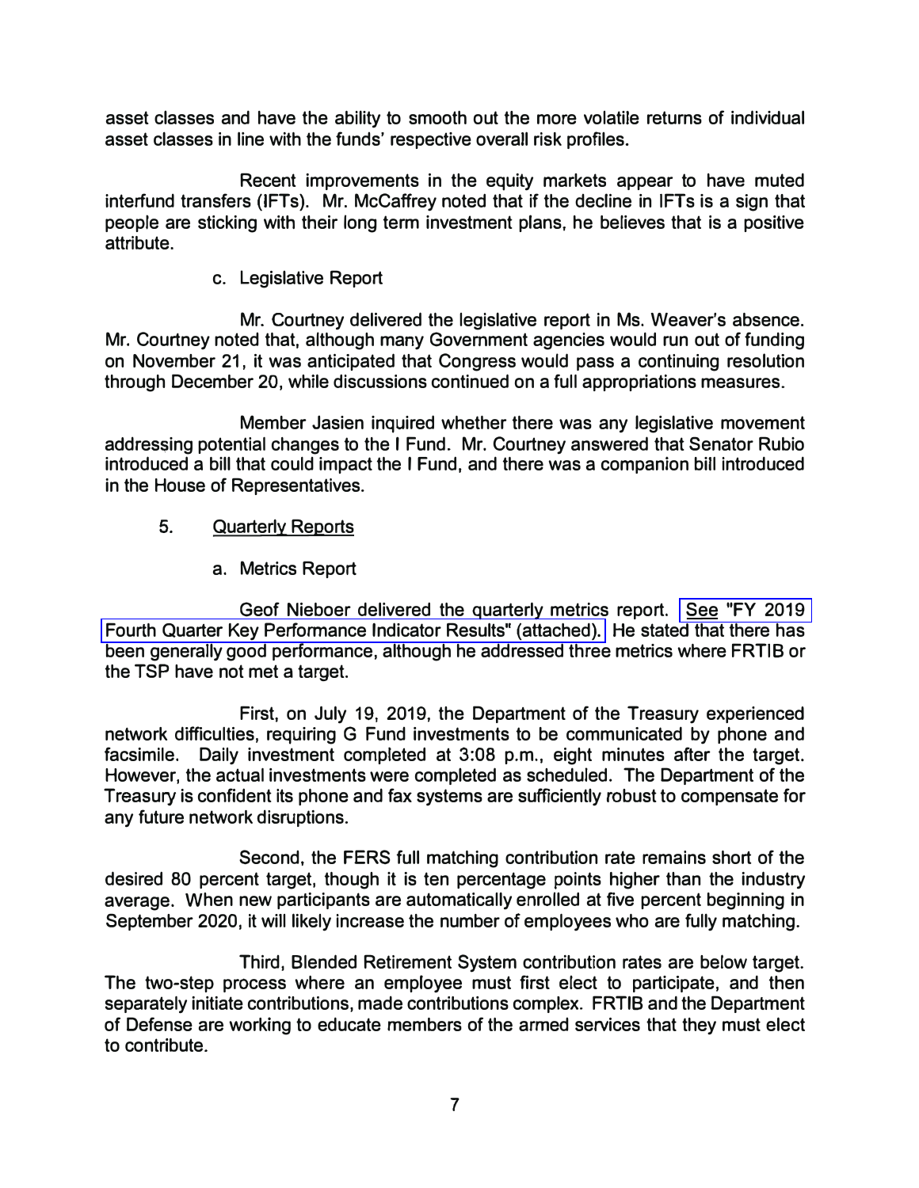asset classes and have the ability to smooth out the more volatile returns of individual asset classes in line with the funds' respective overall risk profiles.

Recent improvements in the equity markets appear to have muted interfund transfers (IFTs). Mr. McCaffrey noted that if the decline in IFTs is a sign that people are sticking with their long term investment plans, he believes that is a positive attribute.

c. Legislative Report

Mr. Courtney delivered the legislative report in Ms. Weaver's absence. Mr. Courtney noted that, although many Government agencies would run out of funding on November 21, it was anticipated that Congress would pass a continuing resolution through December 20, while discussions continued on a full appropriations measures.

Member Jasien inquired whether there was any legislative movement addressing potential changes to the I Fund. Mr. Courtney answered that Senator Rubio introduced a bill that could impact the I Fund, and there was a companion bill introduced in the House of Representatives.

5. Quarterly Reports

a. Metrics Report

Geof Nieboer delivered the quarterly metrics report. See "FY 2019 Fourth Quarter Key Performance Indicator Results" (attached). He stated that there has been generally good performance, although he addressed three metrics where FRTIB or the TSP have not met a target.

First, on July 19, 2019, the Department of the Treasury experienced network difficulties, requiring G Fund investments to be communicated by phone and facsimile. Daily investment completed at 3:08 p.m., eight minutes after the target. However, the actual investments were completed as scheduled. The Department of the Treasury is confident its phone and fax systems are sufficiently robust to compensate for any future network disruptions.

Second, the FERS full matching contribution rate remains short of the desired 80 percent target, though it is ten percentage points higher than the industry average. When new participants are automatically enrolled at five percent beginning in September 2020, it will likely increase the number of employees who are fully matching.

Third, Blended Retirement System contribution rates are below target. The two-step process where an employee must first elect to participate, and then separately initiate contributions, made contributions complex. FRTIB and the Department of Defense are working to educate members of the armed services that they must elect to contribute.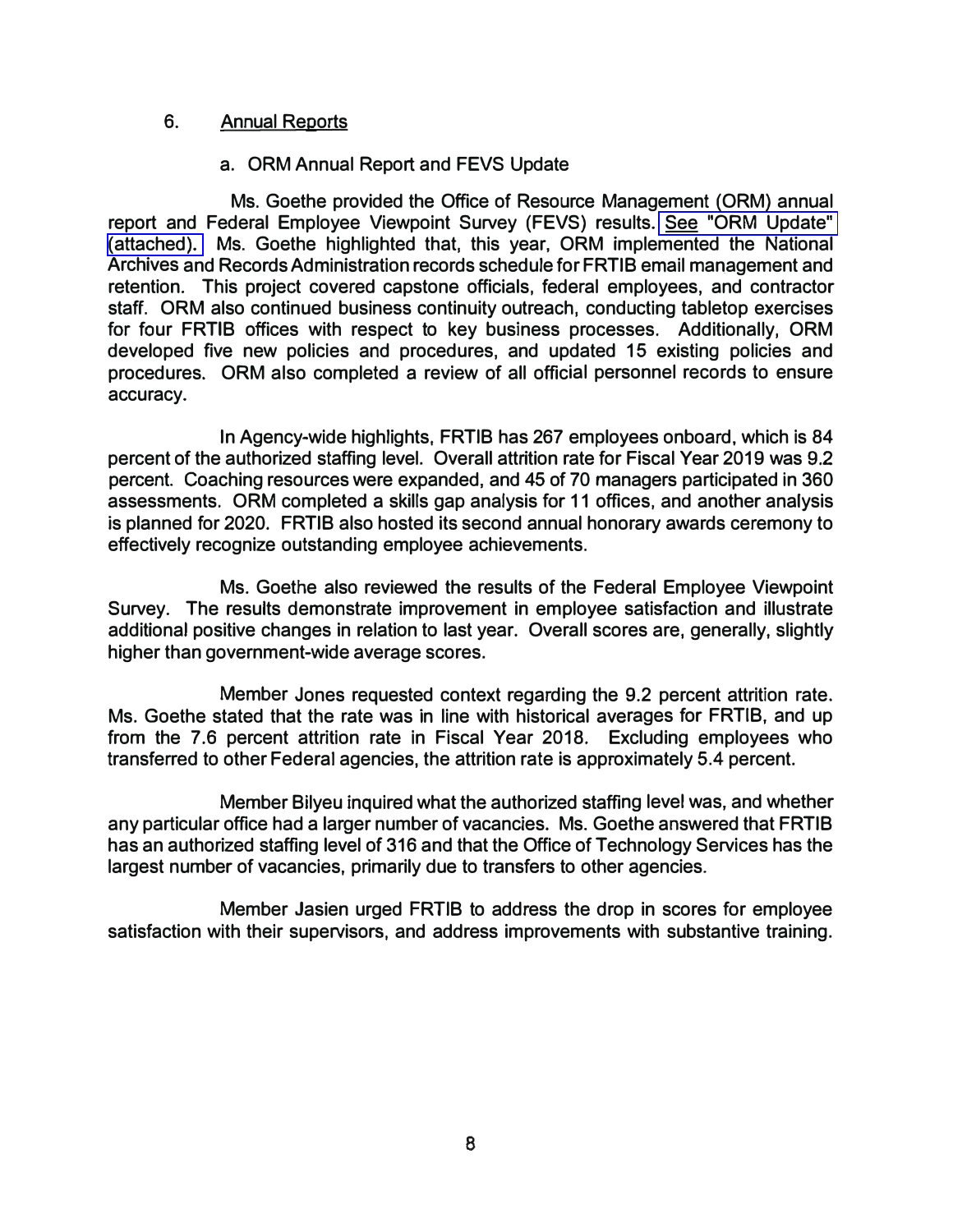6. Annual Reports

a. ORM Annual Report and FEVS Update

Ms. Goethe provided the Office of Resource Management (ORM) annual report and Federal Employee Viewpoint Survey (FEVS) results. See "ORM Update" (attached). Ms. Goethe highlighted that, this year, ORM implemented the National Archives and Records Administration records schedule for FRTIB email management and retention. This project covered capstone officials, federal employees, and contractor staff. ORM also continued business continuity outreach, conducting tabletop exercises for four FRTIB offices with respect to key business processes. Additionally, ORM developed five new policies and procedures, and updated 15 existing policies and procedures. ORM also completed a review of all official personnel records to ensure accuracy.

In Agency-wide highlights, FRTIB has 267 employees onboard, which is 84 percent of the authorized staffing level. Overall attrition rate for Fiscal Year 2019 was 9.2 percent. Coaching resources were expanded, and 45 of 70 managers participated in 360 assessments. ORM completed a skills gap analysis for 11 offices, and another analysis is planned for 2020. FRTIB also hosted its second annual honorary awards ceremony to effectively recognize outstanding employee achievements.

Ms. Goethe also reviewed the results of the Federal Employee Viewpoint Survey. The results demonstrate improvement in employee satisfaction and illustrate additional positive changes in relation to last year. Overall scores are, generally, slightly higher than government-wide average scores.

Member Jones requested context regarding the 9.2 percent attrition rate. Ms. Goethe stated that the rate was in line with historical averages for FRTIB, and up from the 7.6 percent attrition rate in Fiscal Year 2018. Excluding employees who transferred to other Federal agencies, the attrition rate is approximately 5.4 percent.

Member Bilyeu inquired what the authorized staffing level was, and whether any particular office had a larger number of vacancies. Ms. Goethe answered that FRTIB has an authorized staffing level of 316 and that the Office of Technology Services has the largest number of vacancies, primarily due to transfers to other agencies.

Member Jasien urged FRTIB to address the drop in scores for employee satisfaction with their supervisors, and address improvements with substantive training.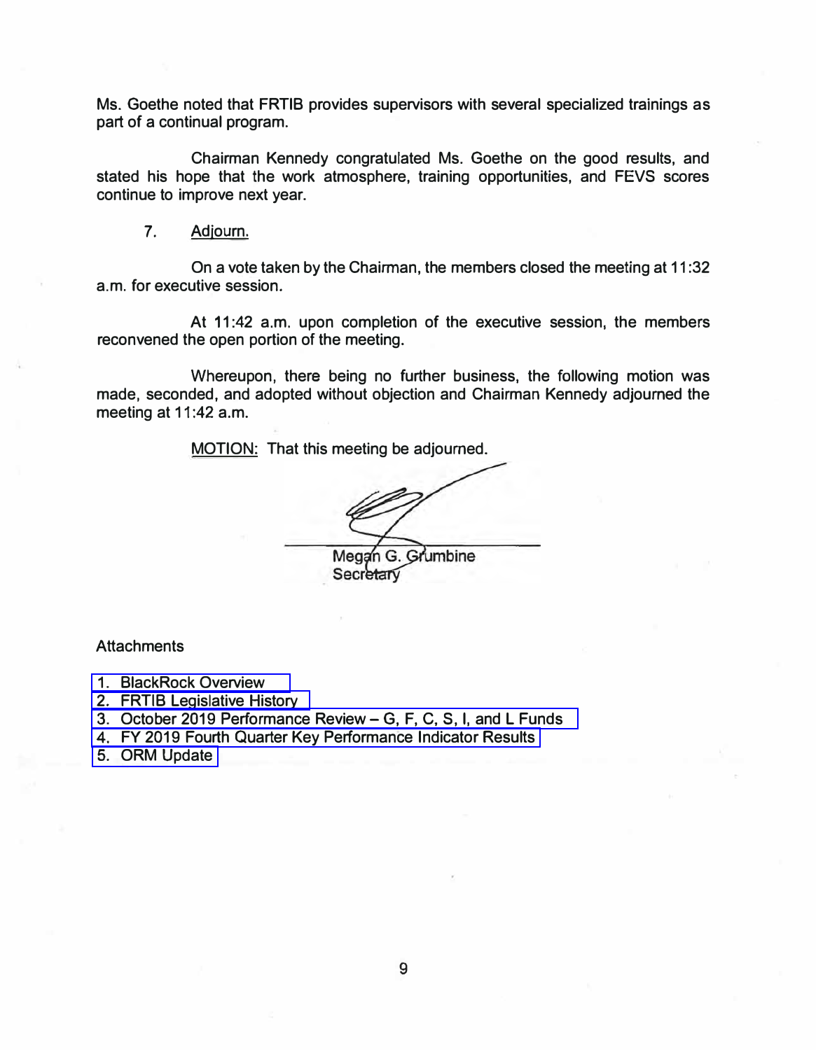Ms. Goethe noted that FRTIB provides supervisors with several specialized trainings as part of a continual program.

Chairman Kennedy congratulated Ms. Goethe on the good results, and stated his hope that the work atmosphere, training opportunities, and FEVS scores continue to improve next year.

7. Adjourn.

On a vote taken by the Chairman, the members closed the meeting at 11:32 a.m. for executive session.

At 11:42 a.m. upon completion of the executive session, the members reconvened the open portion of the meeting.

Whereupon, there being no further business, the following motion was made, seconded, and adopted without objection and Chairman Kennedy adjourned the meeting at 11:42 a.m.

MOTION: That this meeting be adjourned.

Megan G. Grumbine
Secretary

Attachments

1. BlackRock Overview
2. FRTIB Legislative History
3. October 2019 Performance Review – G, F, C, S, I, and L Funds
4. FY 2019 Fourth Quarter Key Performance Indicator Results
5. ORM Update